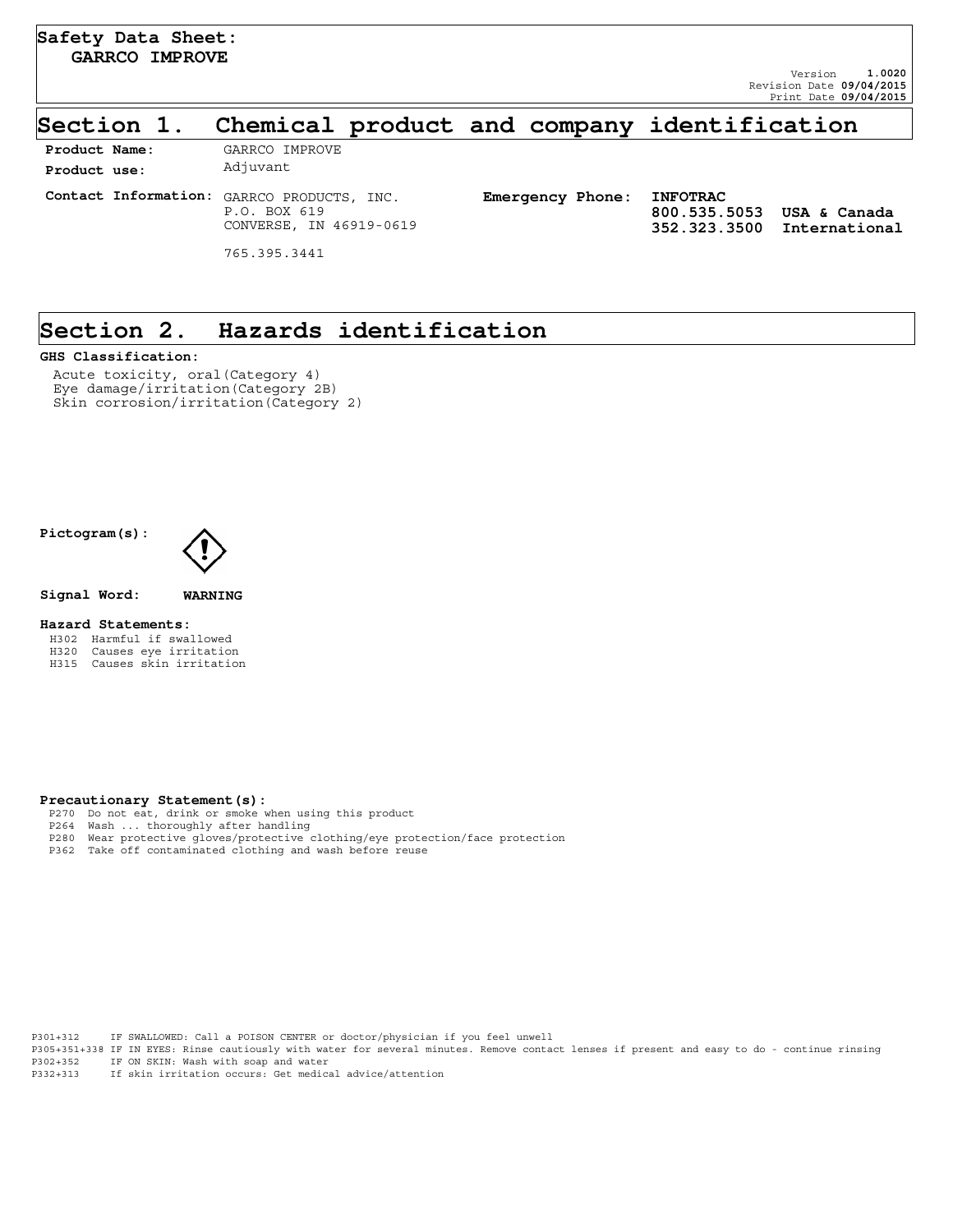**Safety Data Sheet:**
**GARRCO IMPROVE**

Version **1.0020**
Revision Date **09/04/2015**
Print Date **09/04/2015**

# Section 1. Chemical product and company identification

**Product Name:** GARRCO IMPROVE

**Product use:** Adjuvant

**Contact Information:** GARRCO PRODUCTS, INC.
P.O. BOX 619
CONVERSE, IN 46919-0619

765.395.3441

**Emergency Phone:** **INFOTRAC**
**800.535.5053 USA & Canada**
**352.323.3500 International**

# Section 2. Hazards identification

**GHS Classification:**

Acute toxicity, oral(Category 4)
Eye damage/irritation(Category 2B)
Skin corrosion/irritation(Category 2)

**Pictogram(s):**

**Signal Word:** **WARNING**

**Hazard Statements:**

H302 Harmful if swallowed
H320 Causes eye irritation
H315 Causes skin irritation

**Precautionary Statement(s):**

P270 Do not eat, drink or smoke when using this product
P264 Wash ... thoroughly after handling
P280 Wear protective gloves/protective clothing/eye protection/face protection
P362 Take off contaminated clothing and wash before reuse

P301+312 IF SWALLOWED: Call a POISON CENTER or doctor/physician if you feel unwell
P305+351+338 IF IN EYES: Rinse cautiously with water for several minutes. Remove contact lenses if present and easy to do - continue rinsing
P302+352 IF ON SKIN: Wash with soap and water
P332+313 If skin irritation occurs: Get medical advice/attention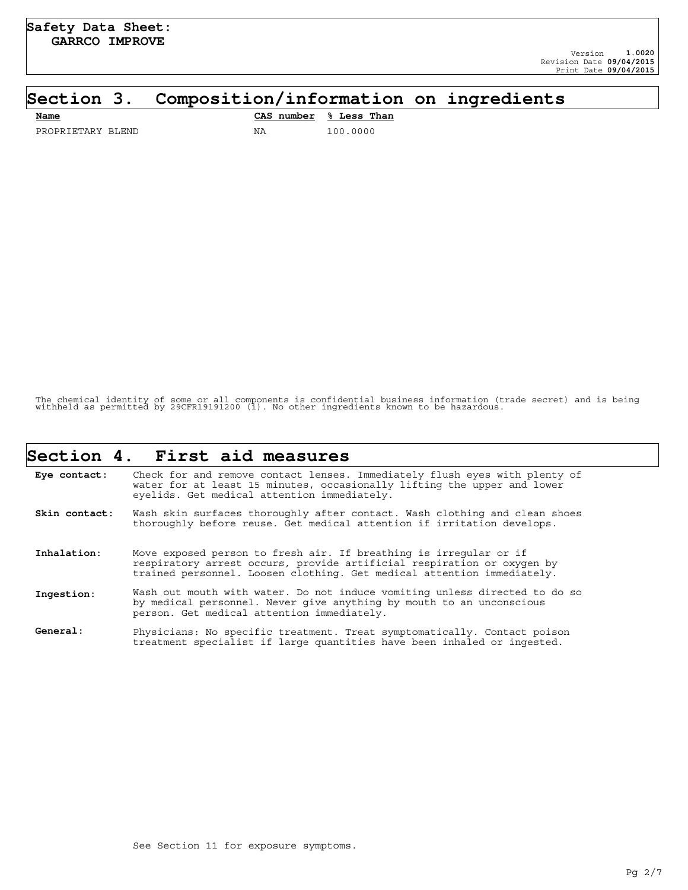## Section 3. Composition/information on ingredients

| Name | CAS number | % Less Than |
| --- | --- | --- |
| PROPRIETARY BLEND | NA | 100.0000 |

The chemical identity of some or all components is confidential business information (trade secret) and is being withheld as permitted by 29CFR19191200 (i). No other ingredients known to be hazardous.

## Section 4. First aid measures

**Eye contact:** Check for and remove contact lenses. Immediately flush eyes with plenty of water for at least 15 minutes, occasionally lifting the upper and lower eyelids. Get medical attention immediately.

**Skin contact:** Wash skin surfaces thoroughly after contact. Wash clothing and clean shoes thoroughly before reuse. Get medical attention if irritation develops.

**Inhalation:** Move exposed person to fresh air. If breathing is irregular or if respiratory arrest occurs, provide artificial respiration or oxygen by trained personnel. Loosen clothing. Get medical attention immediately.

**Ingestion:** Wash out mouth with water. Do not induce vomiting unless directed to do so by medical personnel. Never give anything by mouth to an unconscious person. Get medical attention immediately.

**General:** Physicians: No specific treatment. Treat symptomatically. Contact poison treatment specialist if large quantities have been inhaled or ingested.

See Section 11 for exposure symptoms.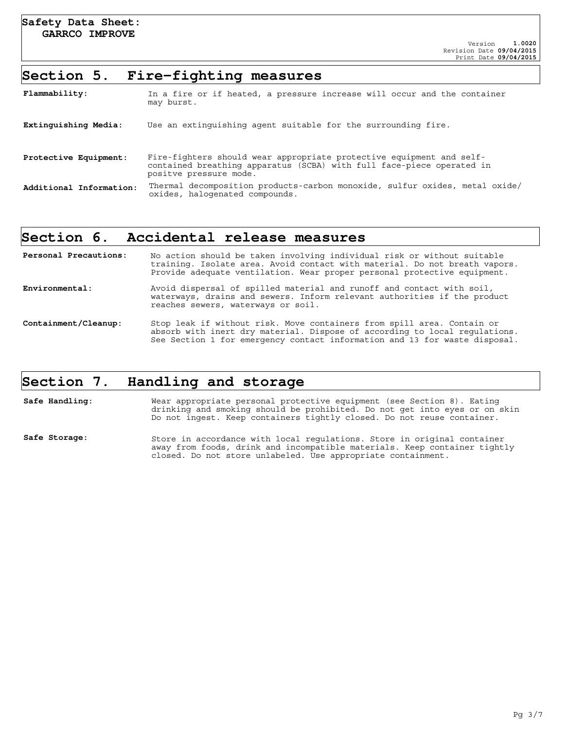## Section 5. Fire-fighting measures

**Flammability:** In a fire or if heated, a pressure increase will occur and the container may burst.

**Extinguishing Media:** Use an extinguishing agent suitable for the surrounding fire.

**Protective Equipment:** Fire-fighters should wear appropriate protective equipment and self-contained breathing apparatus (SCBA) with full face-piece operated in positve pressure mode.

**Additional Information:** Thermal decomposition products-carbon monoxide, sulfur oxides, metal oxide/ oxides, halogenated compounds.

## Section 6. Accidental release measures

**Personal Precautions:** No action should be taken involving individual risk or without suitable training. Isolate area. Avoid contact with material. Do not breath vapors. Provide adequate ventilation. Wear proper personal protective equipment.

**Environmental:** Avoid dispersal of spilled material and runoff and contact with soil, waterways, drains and sewers. Inform relevant authorities if the product reaches sewers, waterways or soil.

**Containment/Cleanup:** Stop leak if without risk. Move containers from spill area. Contain or absorb with inert dry material. Dispose of according to local regulations. See Section 1 for emergency contact information and 13 for waste disposal.

## Section 7. Handling and storage

**Safe Handling:** Wear appropriate personal protective equipment (see Section 8). Eating drinking and smoking should be prohibited. Do not get into eyes or on skin Do not ingest. Keep containers tightly closed. Do not reuse container.

**Safe Storage:** Store in accordance with local regulations. Store in original container away from foods, drink and incompatible materials. Keep container tightly closed. Do not store unlabeled. Use appropriate containment.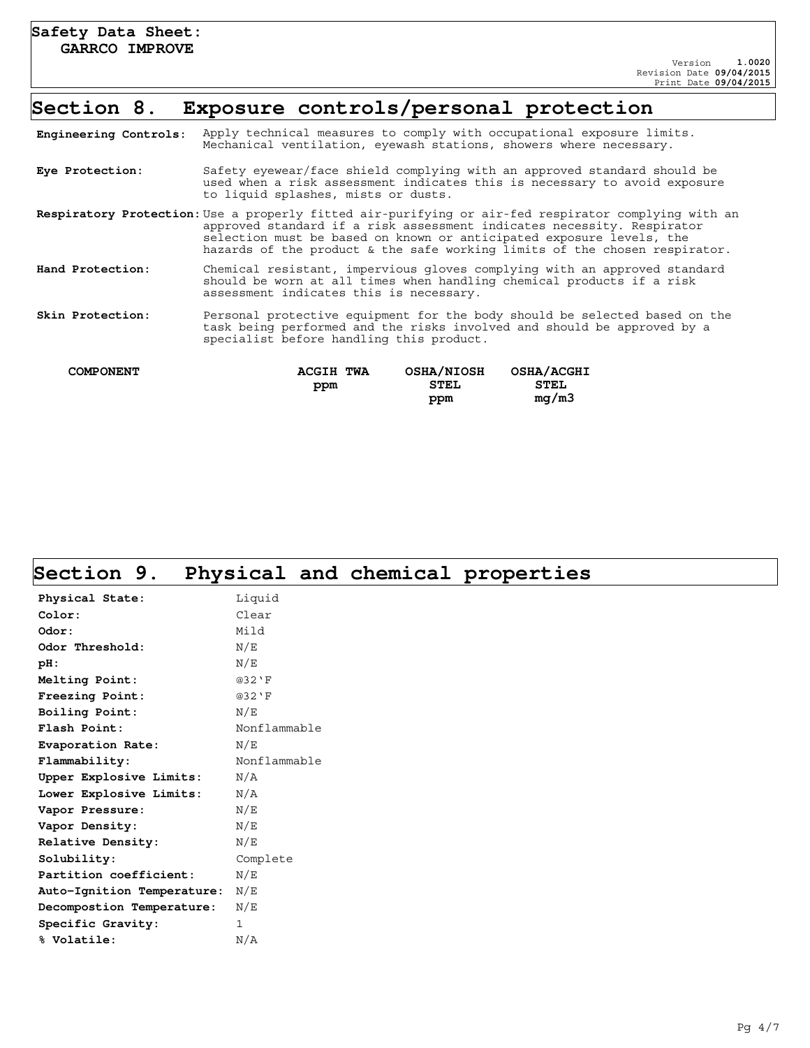**Safety Data Sheet:**
**GARRCO IMPROVE**

Version **1.0020**
Revision Date **09/04/2015**
Print Date **09/04/2015**

## Section 8. Exposure controls/personal protection

**Engineering Controls:** Apply technical measures to comply with occupational exposure limits. Mechanical ventilation, eyewash stations, showers where necessary.

**Eye Protection:** Safety eyewear/face shield complying with an approved standard should be used when a risk assessment indicates this is necessary to avoid exposure to liquid splashes, mists or dusts.

**Respiratory Protection:** Use a properly fitted air-purifying or air-fed respirator complying with an approved standard if a risk assessment indicates necessity. Respirator selection must be based on known or anticipated exposure levels, the hazards of the product & the safe working limits of the chosen respirator.

**Hand Protection:** Chemical resistant, impervious gloves complying with an approved standard should be worn at all times when handling chemical products if a risk assessment indicates this is necessary.

**Skin Protection:** Personal protective equipment for the body should be selected based on the task being performed and the risks involved and should be approved by a specialist before handling this product.

| COMPONENT | ACGIH TWA ppm | OSHA/NIOSH STEL ppm | OSHA/ACGHI STEL mg/m3 |
|---|---|---|---|

## Section 9. Physical and chemical properties

| | |
|---|---|
| **Physical State:** | Liquid |
| **Color:** | Clear |
| **Odor:** | Mild |
| **Odor Threshold:** | N/E |
| **pH:** | N/E |
| **Melting Point:** | @32'F |
| **Freezing Point:** | @32'F |
| **Boiling Point:** | N/E |
| **Flash Point:** | Nonflammable |
| **Evaporation Rate:** | N/E |
| **Flammability:** | Nonflammable |
| **Upper Explosive Limits:** | N/A |
| **Lower Explosive Limits:** | N/A |
| **Vapor Pressure:** | N/E |
| **Vapor Density:** | N/E |
| **Relative Density:** | N/E |
| **Solubility:** | Complete |
| **Partition coefficient:** | N/E |
| **Auto-Ignition Temperature:** | N/E |
| **Decompostion Temperature:** | N/E |
| **Specific Gravity:** | 1 |
| **% Volatile:** | N/A |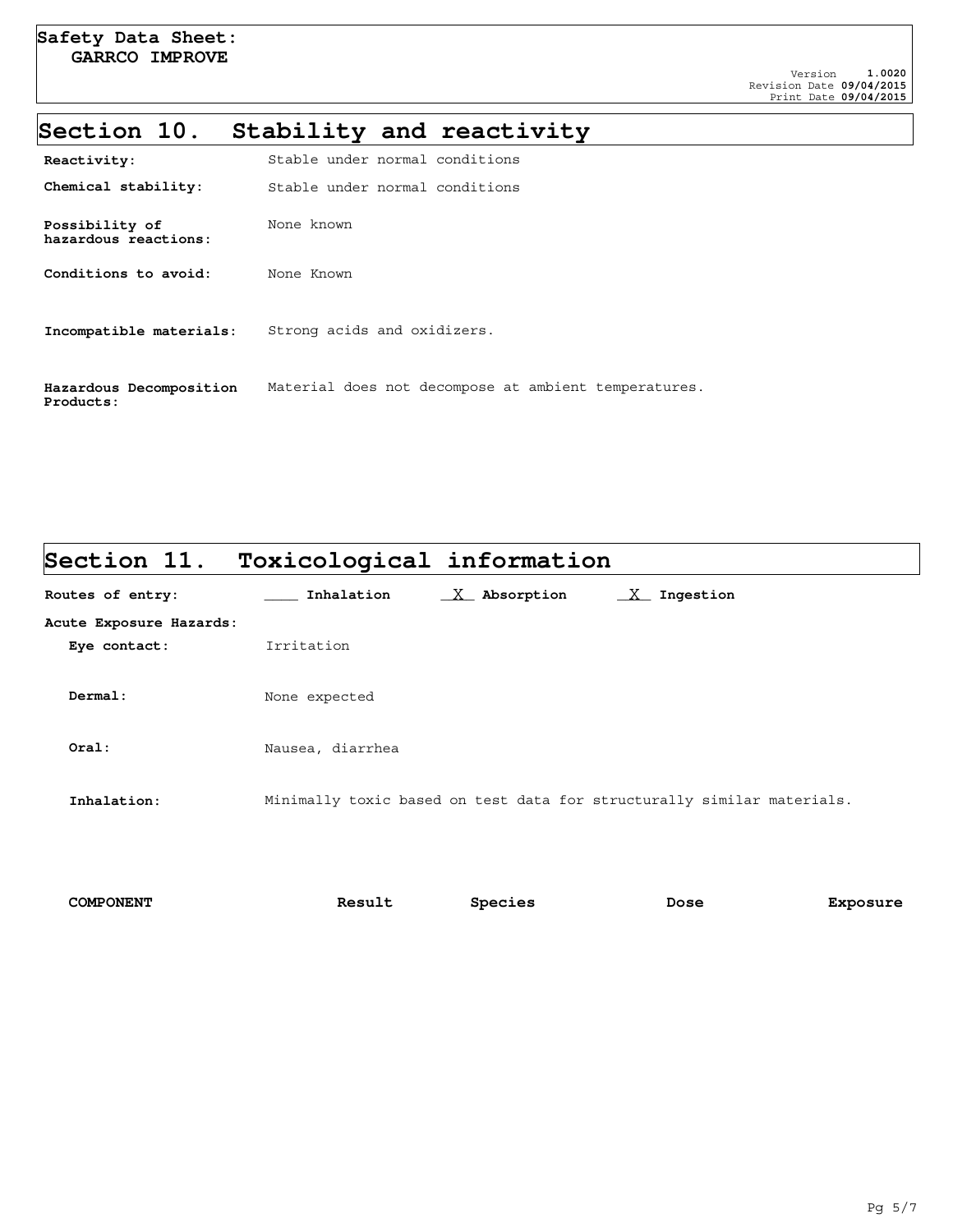## Section 10. Stability and reactivity

**Reactivity:** Stable under normal conditions

**Chemical stability:** Stable under normal conditions

**Possibility of hazardous reactions:** None known

**Conditions to avoid:** None Known

**Incompatible materials:** Strong acids and oxidizers.

**Hazardous Decomposition Products:** Material does not decompose at ambient temperatures.

## Section 11. Toxicological information

**Routes of entry:** ____ **Inhalation** __X__ **Absorption** __X__ **Ingestion**

**Acute Exposure Hazards:**

**Eye contact:** Irritation

**Dermal:** None expected

**Oral:** Nausea, diarrhea

**Inhalation:** Minimally toxic based on test data for structurally similar materials.

| COMPONENT | Result | Species | Dose | Exposure |
|---|---|---|---|---|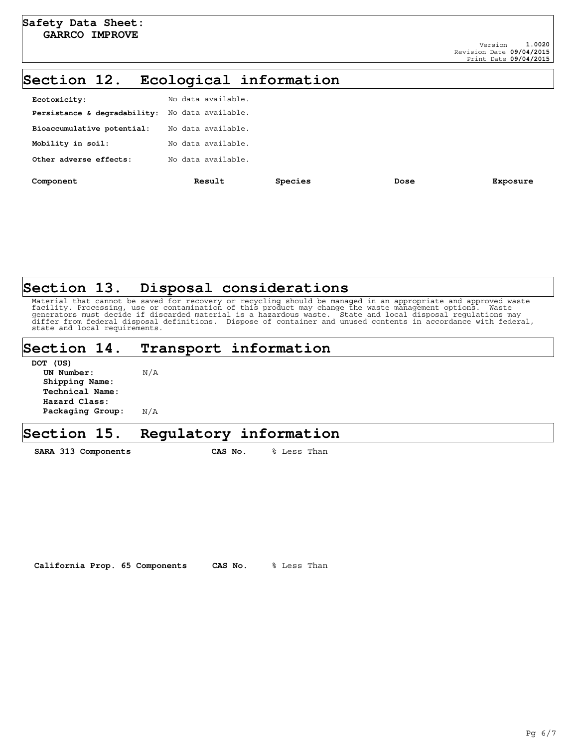## Section 12. Ecological information

**Ecotoxicity:** No data available.

**Persistance & degradability:** No data available.

**Bioaccumulative potential:** No data available.

**Mobility in soil:** No data available.

**Other adverse effects:** No data available.

| Component | Result | Species | Dose | Exposure |
|---|---|---|---|---|

## Section 13. Disposal considerations

Material that cannot be saved for recovery or recycling should be managed in an appropriate and approved waste facility. Processing, use or contamination of this product may change the waste management options. Waste generators must decide if discarded material is a hazardous waste. State and local disposal regulations may differ from federal disposal definitions. Dispose of container and unused contents in accordance with federal, state and local requirements.

## Section 14. Transport information

**DOT (US)**

**UN Number:** N/A
**Shipping Name:**
**Technical Name:**
**Hazard Class:**
**Packaging Group:** N/A

## Section 15. Regulatory information

| SARA 313 Components | CAS No. | % Less Than |
|---|---|---|

| California Prop. 65 Components | CAS No. | % Less Than |
|---|---|---|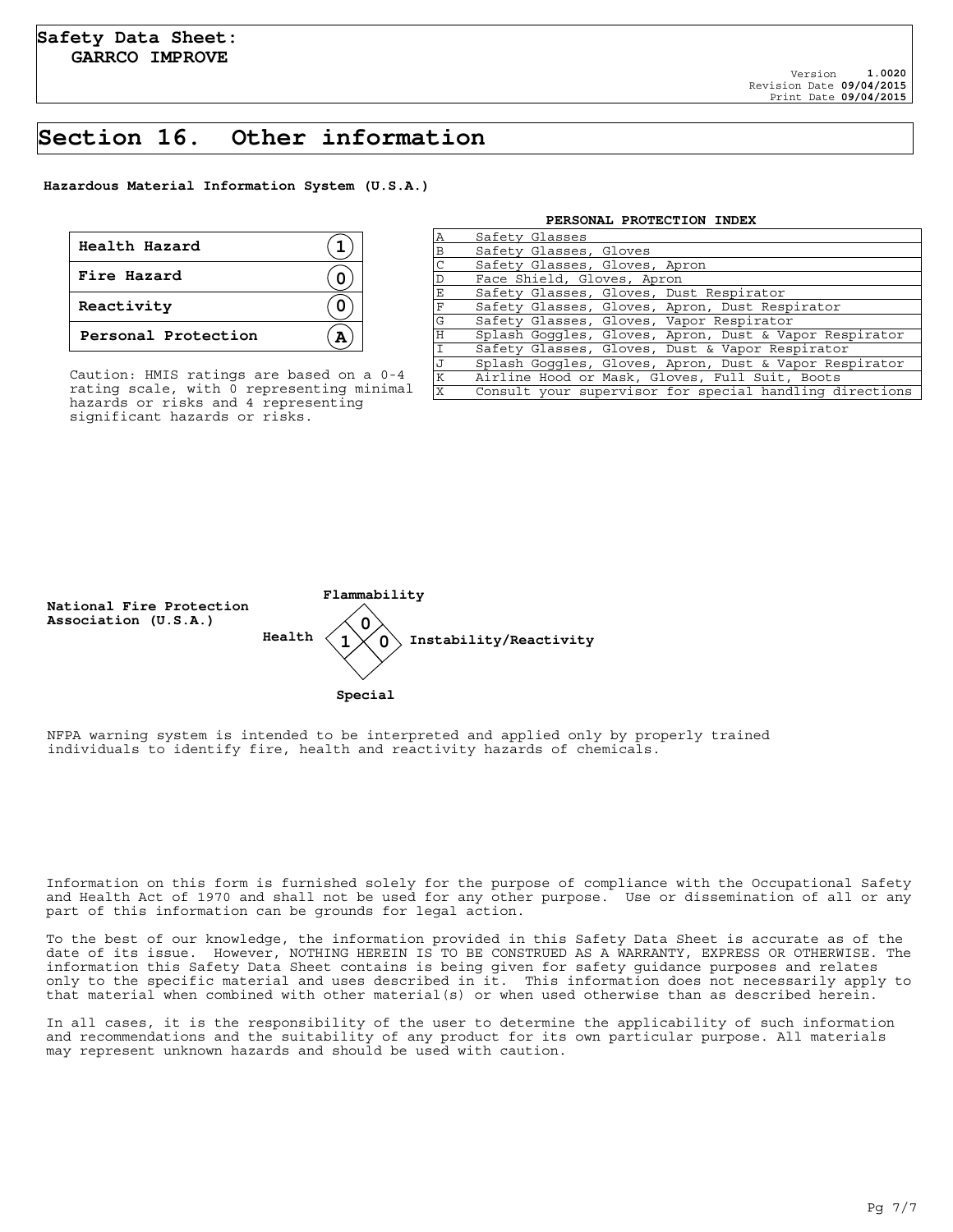# Section 16. Other information

**Hazardous Material Information System (U.S.A.)**

| | |
|---|---|
| **Health Hazard** | 1 |
| **Fire Hazard** | 0 |
| **Reactivity** | 0 |
| **Personal Protection** | A |

Caution: HMIS ratings are based on a 0-4 rating scale, with 0 representing minimal hazards or risks and 4 representing significant hazards or risks.

**PERSONAL PROTECTION INDEX**

| | |
|---|---|
| A | Safety Glasses |
| B | Safety Glasses, Gloves |
| C | Safety Glasses, Gloves, Apron |
| D | Face Shield, Gloves, Apron |
| E | Safety Glasses, Gloves, Dust Respirator |
| F | Safety Glasses, Gloves, Apron, Dust Respirator |
| G | Safety Glasses, Gloves, Vapor Respirator |
| H | Splash Goggles, Gloves, Apron, Dust & Vapor Respirator |
| I | Safety Glasses, Gloves, Dust & Vapor Respirator |
| J | Splash Goggles, Gloves, Apron, Dust & Vapor Respirator |
| K | Airline Hood or Mask, Gloves, Full Suit, Boots |
| X | Consult your supervisor for special handling directions |

**National Fire Protection Association (U.S.A.)**

Flammability: 0
Health: 1
Instability/Reactivity: 0
Special

NFPA warning system is intended to be interpreted and applied only by properly trained individuals to identify fire, health and reactivity hazards of chemicals.

Information on this form is furnished solely for the purpose of compliance with the Occupational Safety and Health Act of 1970 and shall not be used for any other purpose. Use or dissemination of all or any part of this information can be grounds for legal action.

To the best of our knowledge, the information provided in this Safety Data Sheet is accurate as of the date of its issue. However, NOTHING HEREIN IS TO BE CONSTRUED AS A WARRANTY, EXPRESS OR OTHERWISE. The information this Safety Data Sheet contains is being given for safety guidance purposes and relates only to the specific material and uses described in it. This information does not necessarily apply to that material when combined with other material(s) or when used otherwise than as described herein.

In all cases, it is the responsibility of the user to determine the applicability of such information and recommendations and the suitability of any product for its own particular purpose. All materials may represent unknown hazards and should be used with caution.